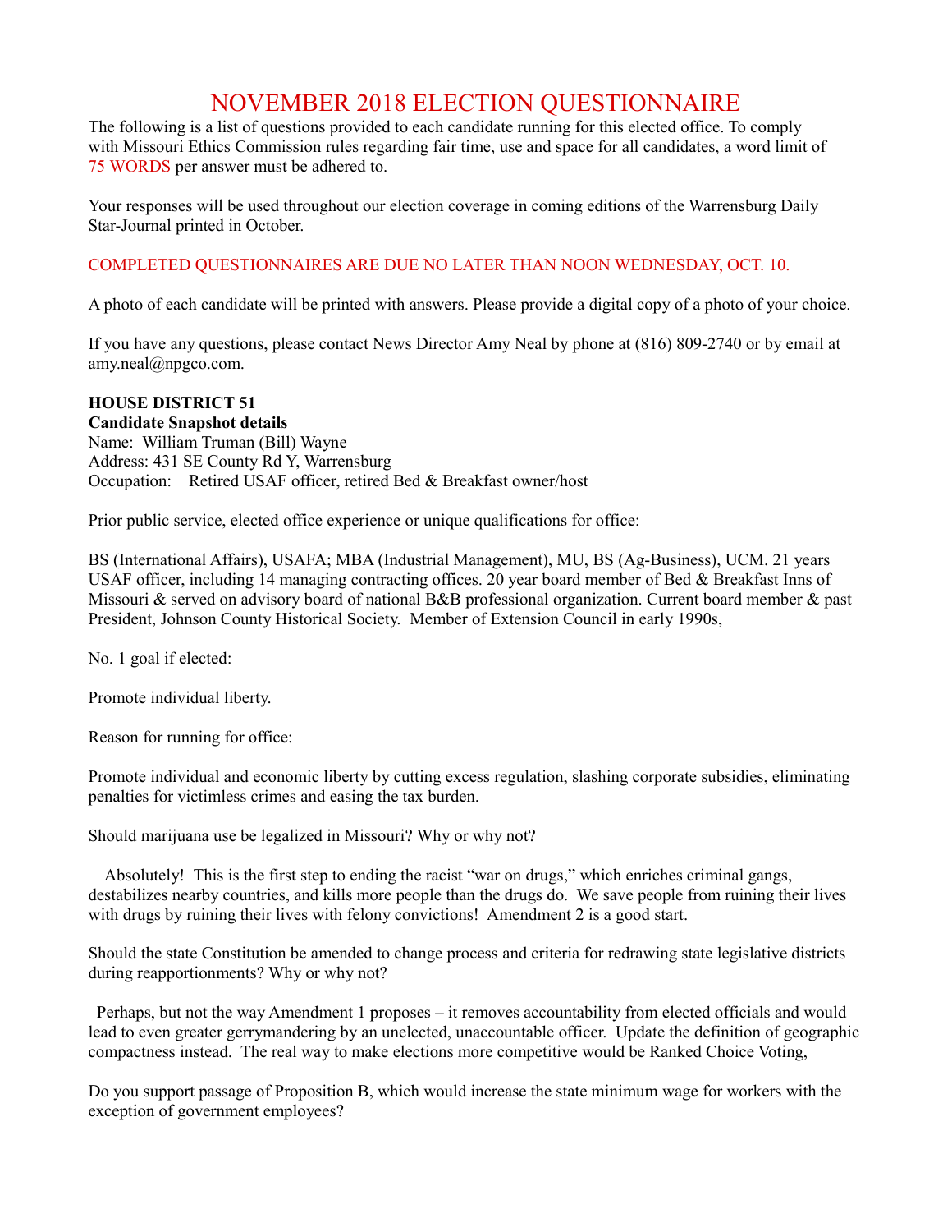# NOVEMBER 2018 ELECTION QUESTIONNAIRE

The following is a list of questions provided to each candidate running for this elected office. To comply with Missouri Ethics Commission rules regarding fair time, use and space for all candidates, a word limit of 75 WORDS per answer must be adhered to.

Your responses will be used throughout our election coverage in coming editions of the Warrensburg Daily Star-Journal printed in October.

COMPLETED QUESTIONNAIRES ARE DUE NO LATER THAN NOON WEDNESDAY, OCT. 10.

A photo of each candidate will be printed with answers. Please provide a digital copy of a photo of your choice.

If you have any questions, please contact News Director Amy Neal by phone at (816) 809-2740 or by email at amy.neal@npgco.com.

**HOUSE DISTRICT 51**
**Candidate Snapshot details**
Name: William Truman (Bill) Wayne
Address: 431 SE County Rd Y, Warrensburg
Occupation: Retired USAF officer, retired Bed & Breakfast owner/host

Prior public service, elected office experience or unique qualifications for office:

BS (International Affairs), USAFA; MBA (Industrial Management), MU, BS (Ag-Business), UCM. 21 years USAF officer, including 14 managing contracting offices. 20 year board member of Bed & Breakfast Inns of Missouri & served on advisory board of national B&B professional organization. Current board member & past President, Johnson County Historical Society. Member of Extension Council in early 1990s,

No. 1 goal if elected:

Promote individual liberty.

Reason for running for office:

Promote individual and economic liberty by cutting excess regulation, slashing corporate subsidies, eliminating penalties for victimless crimes and easing the tax burden.

Should marijuana use be legalized in Missouri? Why or why not?

Absolutely! This is the first step to ending the racist "war on drugs," which enriches criminal gangs, destabilizes nearby countries, and kills more people than the drugs do. We save people from ruining their lives with drugs by ruining their lives with felony convictions! Amendment 2 is a good start.

Should the state Constitution be amended to change process and criteria for redrawing state legislative districts during reapportionments? Why or why not?

Perhaps, but not the way Amendment 1 proposes – it removes accountability from elected officials and would lead to even greater gerrymandering by an unelected, unaccountable officer. Update the definition of geographic compactness instead. The real way to make elections more competitive would be Ranked Choice Voting,

Do you support passage of Proposition B, which would increase the state minimum wage for workers with the exception of government employees?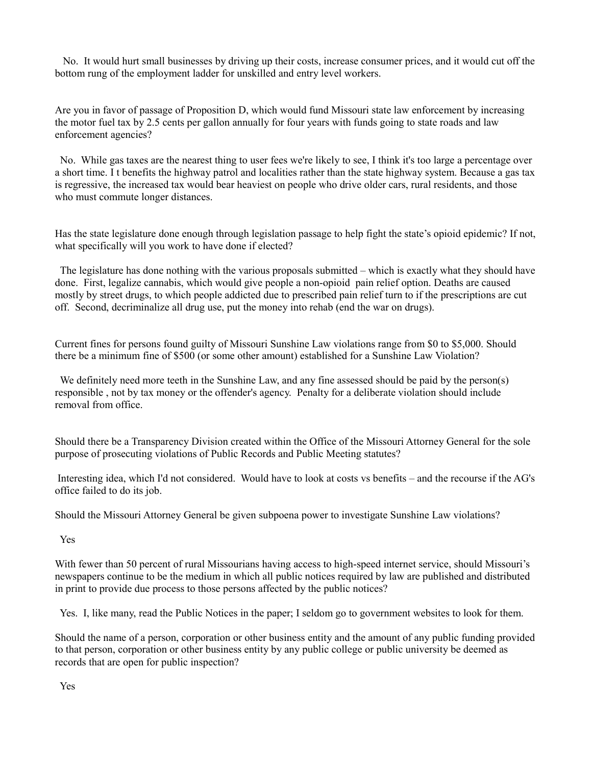No. It would hurt small businesses by driving up their costs, increase consumer prices, and it would cut off the bottom rung of the employment ladder for unskilled and entry level workers.

Are you in favor of passage of Proposition D, which would fund Missouri state law enforcement by increasing the motor fuel tax by 2.5 cents per gallon annually for four years with funds going to state roads and law enforcement agencies?

No. While gas taxes are the nearest thing to user fees we're likely to see, I think it's too large a percentage over a short time. I t benefits the highway patrol and localities rather than the state highway system. Because a gas tax is regressive, the increased tax would bear heaviest on people who drive older cars, rural residents, and those who must commute longer distances.

Has the state legislature done enough through legislation passage to help fight the state's opioid epidemic? If not, what specifically will you work to have done if elected?

The legislature has done nothing with the various proposals submitted – which is exactly what they should have done. First, legalize cannabis, which would give people a non-opioid pain relief option. Deaths are caused mostly by street drugs, to which people addicted due to prescribed pain relief turn to if the prescriptions are cut off. Second, decriminalize all drug use, put the money into rehab (end the war on drugs).

Current fines for persons found guilty of Missouri Sunshine Law violations range from $0 to $5,000. Should there be a minimum fine of $500 (or some other amount) established for a Sunshine Law Violation?

We definitely need more teeth in the Sunshine Law, and any fine assessed should be paid by the person(s) responsible , not by tax money or the offender's agency. Penalty for a deliberate violation should include removal from office.

Should there be a Transparency Division created within the Office of the Missouri Attorney General for the sole purpose of prosecuting violations of Public Records and Public Meeting statutes?

Interesting idea, which I'd not considered. Would have to look at costs vs benefits – and the recourse if the AG's office failed to do its job.

Should the Missouri Attorney General be given subpoena power to investigate Sunshine Law violations?

Yes

With fewer than 50 percent of rural Missourians having access to high-speed internet service, should Missouri's newspapers continue to be the medium in which all public notices required by law are published and distributed in print to provide due process to those persons affected by the public notices?

Yes. I, like many, read the Public Notices in the paper; I seldom go to government websites to look for them.

Should the name of a person, corporation or other business entity and the amount of any public funding provided to that person, corporation or other business entity by any public college or public university be deemed as records that are open for public inspection?

Yes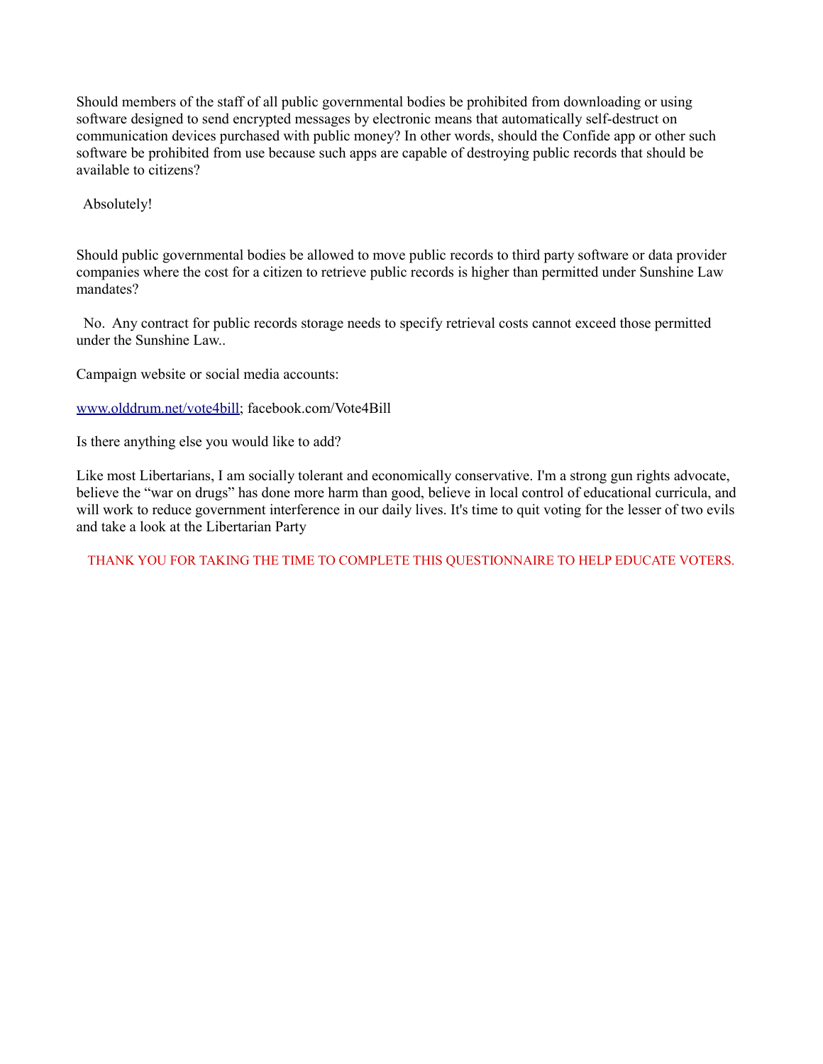Should members of the staff of all public governmental bodies be prohibited from downloading or using software designed to send encrypted messages by electronic means that automatically self-destruct on communication devices purchased with public money? In other words, should the Confide app or other such software be prohibited from use because such apps are capable of destroying public records that should be available to citizens?

Absolutely!

Should public governmental bodies be allowed to move public records to third party software or data provider companies where the cost for a citizen to retrieve public records is higher than permitted under Sunshine Law mandates?

No. Any contract for public records storage needs to specify retrieval costs cannot exceed those permitted under the Sunshine Law..

Campaign website or social media accounts:

[www.olddrum.net/vote4bill](http://www.olddrum.net/vote4bill); facebook.com/Vote4Bill

Is there anything else you would like to add?

Like most Libertarians, I am socially tolerant and economically conservative. I'm a strong gun rights advocate, believe the "war on drugs" has done more harm than good, believe in local control of educational curricula, and will work to reduce government interference in our daily lives. It's time to quit voting for the lesser of two evils and take a look at the Libertarian Party

THANK YOU FOR TAKING THE TIME TO COMPLETE THIS QUESTIONNAIRE TO HELP EDUCATE VOTERS.